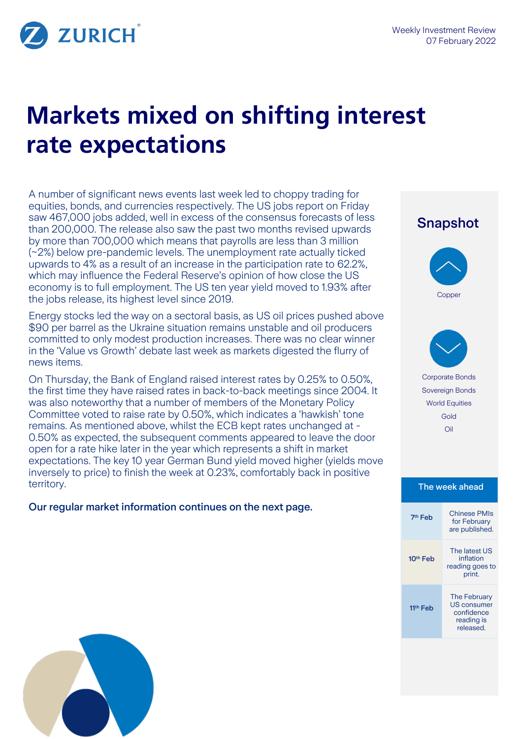ZURICH

Weekly Investment Review
07 February 2022

# Markets mixed on shifting interest rate expectations

A number of significant news events last week led to choppy trading for equities, bonds, and currencies respectively. The US jobs report on Friday saw 467,000 jobs added, well in excess of the consensus forecasts of less than 200,000. The release also saw the past two months revised upwards by more than 700,000 which means that payrolls are less than 3 million (~2%) below pre-pandemic levels. The unemployment rate actually ticked upwards to 4% as a result of an increase in the participation rate to 62.2%, which may influence the Federal Reserve's opinion of how close the US economy is to full employment. The US ten year yield moved to 1.93% after the jobs release, its highest level since 2019.

Energy stocks led the way on a sectoral basis, as US oil prices pushed above $90 per barrel as the Ukraine situation remains unstable and oil producers committed to only modest production increases. There was no clear winner in the 'Value vs Growth' debate last week as markets digested the flurry of news items.

On Thursday, the Bank of England raised interest rates by 0.25% to 0.50%, the first time they have raised rates in back-to-back meetings since 2004. It was also noteworthy that a number of members of the Monetary Policy Committee voted to raise rate by 0.50%, which indicates a 'hawkish' tone remains. As mentioned above, whilst the ECB kept rates unchanged at -0.50% as expected, the subsequent comments appeared to leave the door open for a rate hike later in the year which represents a shift in market expectations. The key 10 year German Bund yield moved higher (yields move inversely to price) to finish the week at 0.23%, comfortably back in positive territory.

**Our regular market information continues on the next page.**

## Snapshot

**Up:**
- Copper

**Down:**
- Corporate Bonds
- Sovereign Bonds
- World Equities
- Gold
- Oil

## The week ahead

| Date | Event |
|---|---|
| 7th Feb | Chinese PMIs for February are published. |
| 10th Feb | The latest US inflation reading goes to print. |
| 11th Feb | The February US consumer confidence reading is released. |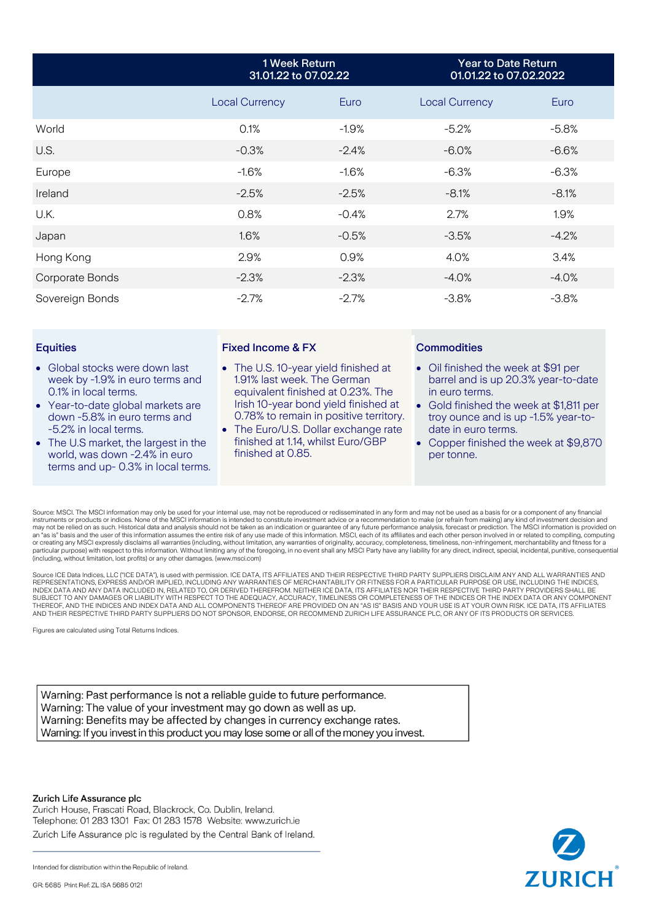| | 1 Week Return 31.01.22 to 07.02.22 | | Year to Date Return 01.01.22 to 07.02.2022 | |
|---|---|---|---|---|
| | Local Currency | Euro | Local Currency | Euro |
| World | 0.1% | -1.9% | -5.2% | -5.8% |
| U.S. | -0.3% | -2.4% | -6.0% | -6.6% |
| Europe | -1.6% | -1.6% | -6.3% | -6.3% |
| Ireland | -2.5% | -2.5% | -8.1% | -8.1% |
| U.K. | 0.8% | -0.4% | 2.7% | 1.9% |
| Japan | 1.6% | -0.5% | -3.5% | -4.2% |
| Hong Kong | 2.9% | 0.9% | 4.0% | 3.4% |
| Corporate Bonds | -2.3% | -2.3% | -4.0% | -4.0% |
| Sovereign Bonds | -2.7% | -2.7% | -3.8% | -3.8% |

### Equities

- Global stocks were down last week by -1.9% in euro terms and 0.1% in local terms.
- Year-to-date global markets are down -5.8% in euro terms and -5.2% in local terms.
- The U.S market, the largest in the world, was down -2.4% in euro terms and up- 0.3% in local terms.

### Fixed Income & FX

- The U.S. 10-year yield finished at 1.91% last week. The German equivalent finished at 0.23%. The Irish 10-year bond yield finished at 0.78% to remain in positive territory.
- The Euro/U.S. Dollar exchange rate finished at 1.14, whilst Euro/GBP finished at 0.85.

### Commodities

- Oil finished the week at $91 per barrel and is up 20.3% year-to-date in euro terms.
- Gold finished the week at $1,811 per troy ounce and is up -1.5% year-to-date in euro terms.
- Copper finished the week at $9,870 per tonne.

Source: MSCI. The MSCI information may only be used for your internal use, may not be reproduced or redisseminated in any form and may not be used as a basis for or a component of any financial instruments or products or indices. None of the MSCI information is intended to constitute investment advice or a recommendation to make (or refrain from making) any kind of investment decision and may not be relied on as such. Historical data and analysis should not be taken as an indication or guarantee of any future performance analysis, forecast or prediction. The MSCI information is provided on an "as is" basis and the user of this information assumes the entire risk of any use made of this information. MSCI, each of its affiliates and each other person involved in or related to compiling, computing or creating any MSCI expressly disclaims all warranties (including, without limitation, any warranties of originality, accuracy, completeness, timeliness, non-infringement, merchantability and fitness for a particular purpose) with respect to this information. Without limiting any of the foregoing, in no event shall any MSCI Party have any liability for any direct, indirect, special, incidental, punitive, consequential (including, without limitation, lost profits) or any other damages. (www.msci.com)

Source ICE Data Indices, LLC ("ICE DATA"), is used with permission. ICE DATA, ITS AFFILIATES AND THEIR RESPECTIVE THIRD PARTY SUPPLIERS DISCLAIM ANY AND ALL WARRANTIES AND REPRESENTATIONS, EXPRESS AND/OR IMPLIED, INCLUDING ANY WARRANTIES OF MERCHANTABILITY OR FITNESS FOR A PARTICULAR PURPOSE OR USE, INCLUDING THE INDICES, INDEX DATA AND ANY DATA INCLUDED IN, RELATED TO, OR DERIVED THEREFROM. NEITHER ICE DATA, ITS AFFILIATES NOR THEIR RESPECTIVE THIRD PARTY PROVIDERS SHALL BE SUBJECT TO ANY DAMAGES OR LIABILITY WITH RESPECT TO THE ADEQUACY, ACCURACY, TIMELINESS OR COMPLETENESS OF THE INDICES OR THE INDEX DATA OR ANY COMPONENT THEREOF, AND THE INDICES AND INDEX DATA AND ALL COMPONENTS THEREOF ARE PROVIDED ON AN "AS IS" BASIS AND YOUR USE IS AT YOUR OWN RISK. ICE DATA, ITS AFFILIATES AND THEIR RESPECTIVE THIRD PARTY SUPPLIERS DO NOT SPONSOR, ENDORSE, OR RECOMMEND ZURICH LIFE ASSURANCE PLC, OR ANY OF ITS PRODUCTS OR SERVICES.

Figures are calculated using Total Returns Indices.

Warning: Past performance is not a reliable guide to future performance.
Warning: The value of your investment may go down as well as up.
Warning: Benefits may be affected by changes in currency exchange rates.
Warning: If you invest in this product you may lose some or all of the money you invest.

**Zurich Life Assurance plc**
Zurich House, Frascati Road, Blackrock, Co. Dublin, Ireland.
Telephone: 01 283 1301 Fax: 01 283 1578 Website: www.zurich.ie
Zurich Life Assurance plc is regulated by the Central Bank of Ireland.

Intended for distribution within the Republic of Ireland.

GR: 5685 Print Ref: ZL ISA 5685 0121

ZURICH